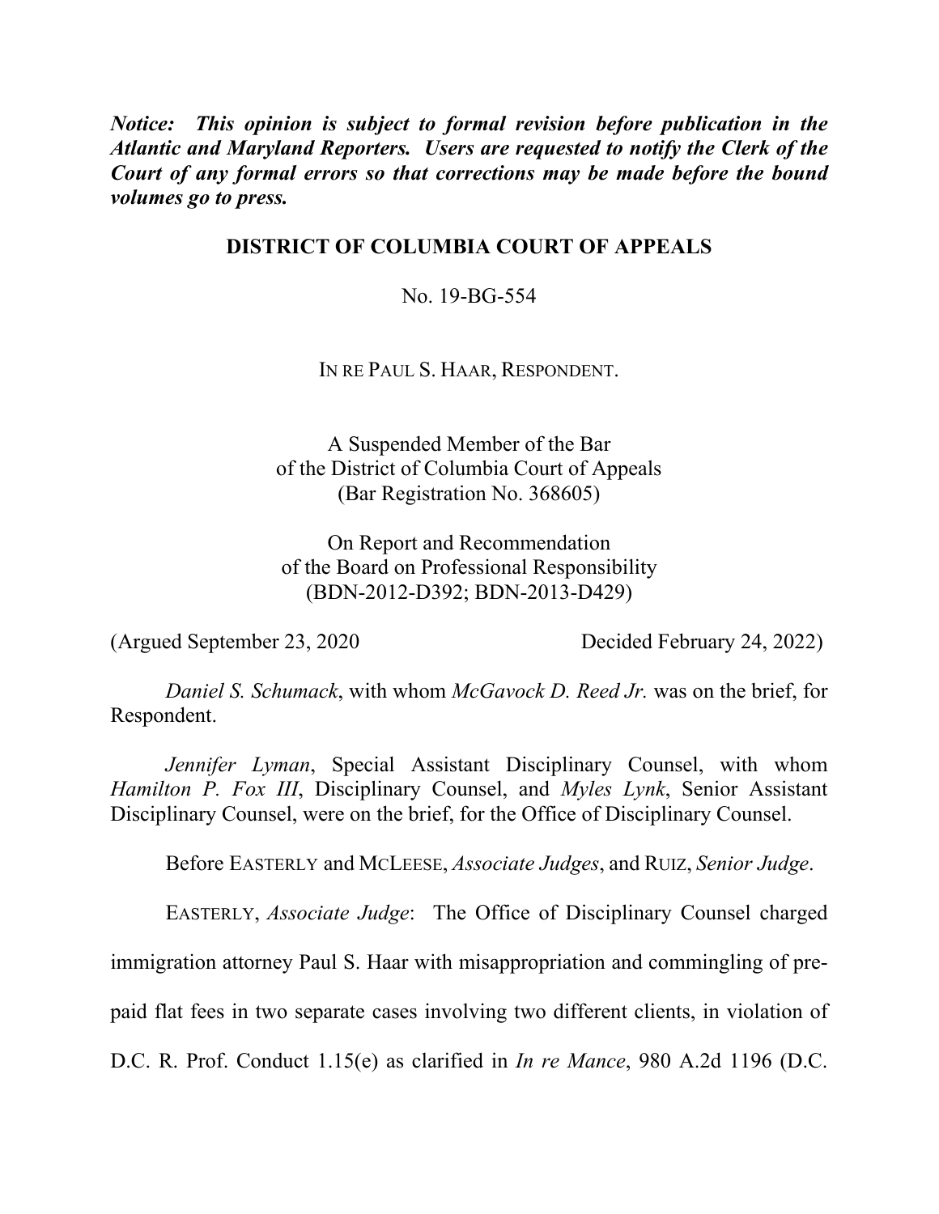***Notice: This opinion is subject to formal revision before publication in the Atlantic and Maryland Reporters. Users are requested to notify the Clerk of the Court of any formal errors so that corrections may be made before the bound volumes go to press.***

**DISTRICT OF COLUMBIA COURT OF APPEALS**

No. 19-BG-554

IN RE PAUL S. HAAR, RESPONDENT.

A Suspended Member of the Bar
of the District of Columbia Court of Appeals
(Bar Registration No. 368605)

On Report and Recommendation
of the Board on Professional Responsibility
(BDN-2012-D392; BDN-2013-D429)

(Argued September 23, 2020 Decided February 24, 2022)

*Daniel S. Schumack*, with whom *McGavock D. Reed Jr.* was on the brief, for Respondent.

*Jennifer Lyman*, Special Assistant Disciplinary Counsel, with whom *Hamilton P. Fox III*, Disciplinary Counsel, and *Myles Lynk*, Senior Assistant Disciplinary Counsel, were on the brief, for the Office of Disciplinary Counsel.

Before EASTERLY and MCLEESE, *Associate Judges*, and RUIZ, *Senior Judge*.

EASTERLY, *Associate Judge*: The Office of Disciplinary Counsel charged immigration attorney Paul S. Haar with misappropriation and commingling of pre-paid flat fees in two separate cases involving two different clients, in violation of D.C. R. Prof. Conduct 1.15(e) as clarified in *In re Mance*, 980 A.2d 1196 (D.C.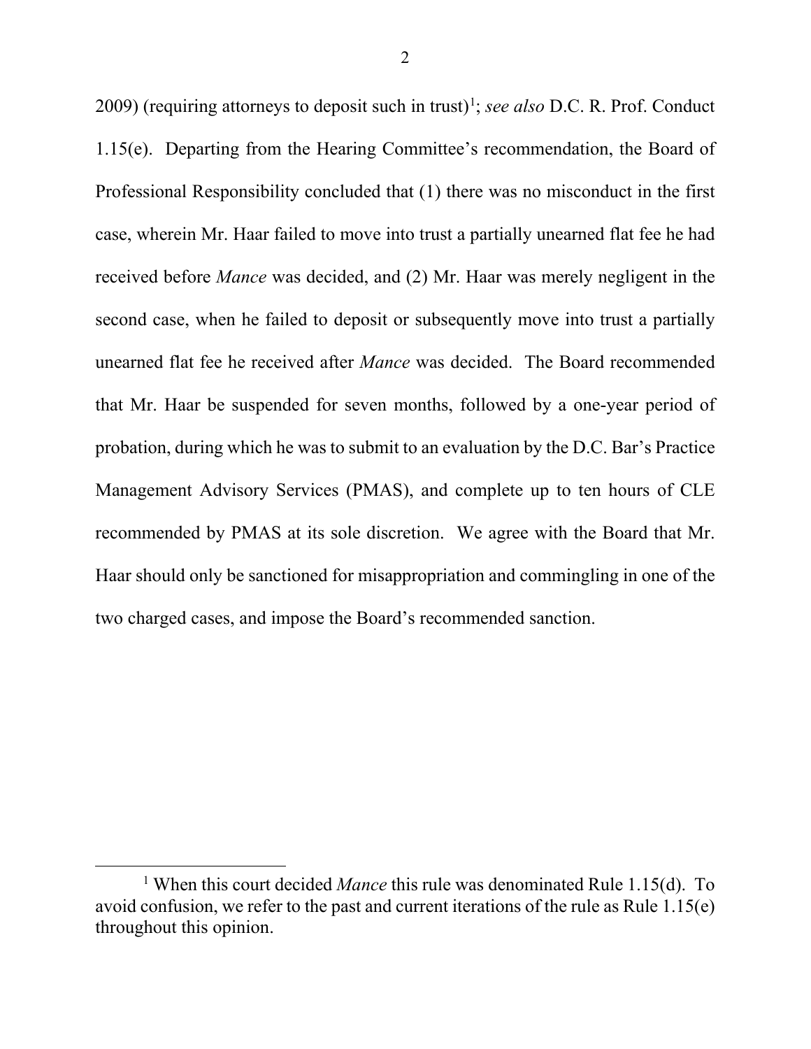2009) (requiring attorneys to deposit such in trust)[1]; *see also* D.C. R. Prof. Conduct 1.15(e). Departing from the Hearing Committee's recommendation, the Board of Professional Responsibility concluded that (1) there was no misconduct in the first case, wherein Mr. Haar failed to move into trust a partially unearned flat fee he had received before *Mance* was decided, and (2) Mr. Haar was merely negligent in the second case, when he failed to deposit or subsequently move into trust a partially unearned flat fee he received after *Mance* was decided. The Board recommended that Mr. Haar be suspended for seven months, followed by a one-year period of probation, during which he was to submit to an evaluation by the D.C. Bar's Practice Management Advisory Services (PMAS), and complete up to ten hours of CLE recommended by PMAS at its sole discretion. We agree with the Board that Mr. Haar should only be sanctioned for misappropriation and commingling in one of the two charged cases, and impose the Board's recommended sanction.

[1] When this court decided *Mance* this rule was denominated Rule 1.15(d). To avoid confusion, we refer to the past and current iterations of the rule as Rule 1.15(e) throughout this opinion.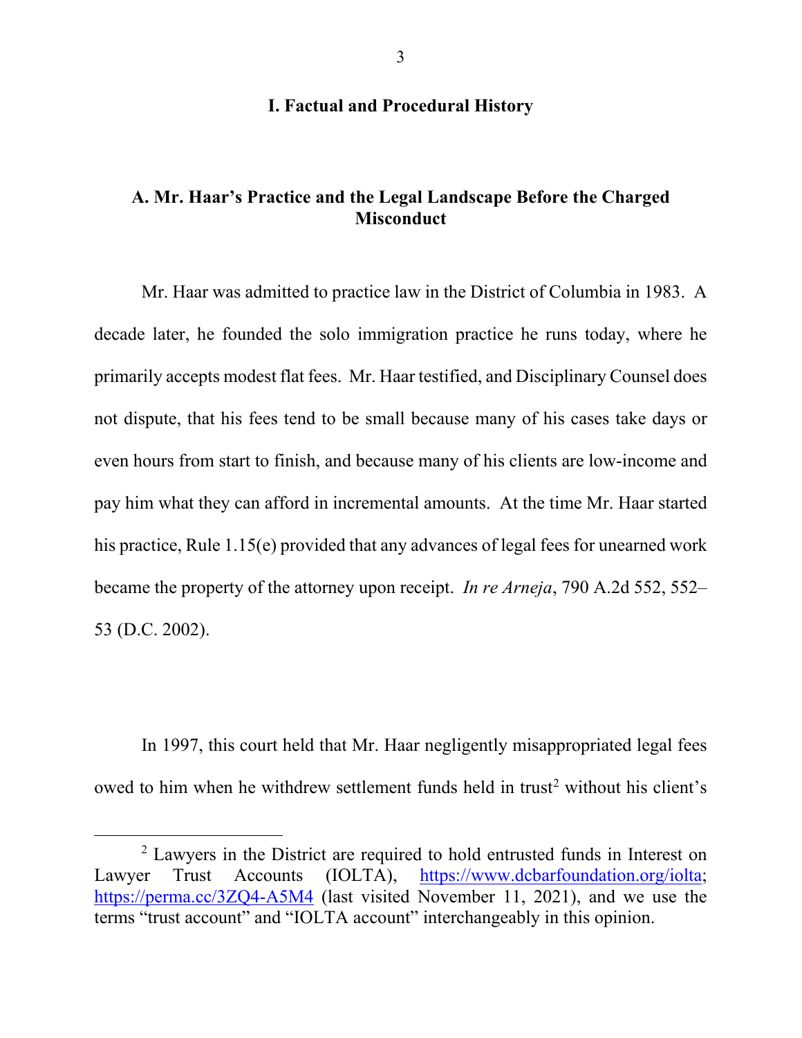## I. Factual and Procedural History

### A. Mr. Haar's Practice and the Legal Landscape Before the Charged Misconduct

Mr. Haar was admitted to practice law in the District of Columbia in 1983. A decade later, he founded the solo immigration practice he runs today, where he primarily accepts modest flat fees. Mr. Haar testified, and Disciplinary Counsel does not dispute, that his fees tend to be small because many of his cases take days or even hours from start to finish, and because many of his clients are low-income and pay him what they can afford in incremental amounts. At the time Mr. Haar started his practice, Rule 1.15(e) provided that any advances of legal fees for unearned work became the property of the attorney upon receipt. *In re Arneja*, 790 A.2d 552, 552–53 (D.C. 2002).

In 1997, this court held that Mr. Haar negligently misappropriated legal fees owed to him when he withdrew settlement funds held in trust[2] without his client's

[2] Lawyers in the District are required to hold entrusted funds in Interest on Lawyer Trust Accounts (IOLTA), https://www.dcbarfoundation.org/iolta; https://perma.cc/3ZQ4-A5M4 (last visited November 11, 2021), and we use the terms "trust account" and "IOLTA account" interchangeably in this opinion.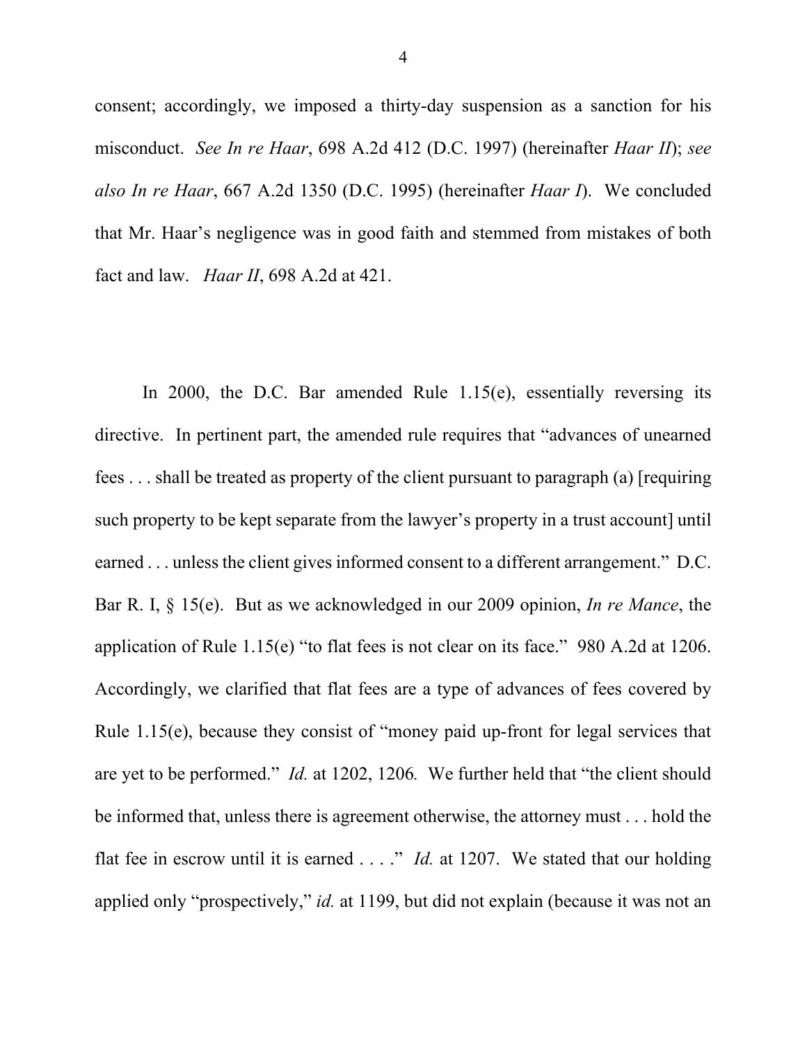consent; accordingly, we imposed a thirty-day suspension as a sanction for his misconduct. *See In re Haar*, 698 A.2d 412 (D.C. 1997) (hereinafter *Haar II*); *see also In re Haar*, 667 A.2d 1350 (D.C. 1995) (hereinafter *Haar I*). We concluded that Mr. Haar's negligence was in good faith and stemmed from mistakes of both fact and law. *Haar II*, 698 A.2d at 421.

In 2000, the D.C. Bar amended Rule 1.15(e), essentially reversing its directive. In pertinent part, the amended rule requires that "advances of unearned fees . . . shall be treated as property of the client pursuant to paragraph (a) [requiring such property to be kept separate from the lawyer's property in a trust account] until earned . . . unless the client gives informed consent to a different arrangement." D.C. Bar R. I, § 15(e). But as we acknowledged in our 2009 opinion, *In re Mance*, the application of Rule 1.15(e) "to flat fees is not clear on its face." 980 A.2d at 1206. Accordingly, we clarified that flat fees are a type of advances of fees covered by Rule 1.15(e), because they consist of "money paid up-front for legal services that are yet to be performed." *Id.* at 1202, 1206*.* We further held that "the client should be informed that, unless there is agreement otherwise, the attorney must . . . hold the flat fee in escrow until it is earned . . . ." *Id.* at 1207. We stated that our holding applied only "prospectively," *id.* at 1199, but did not explain (because it was not an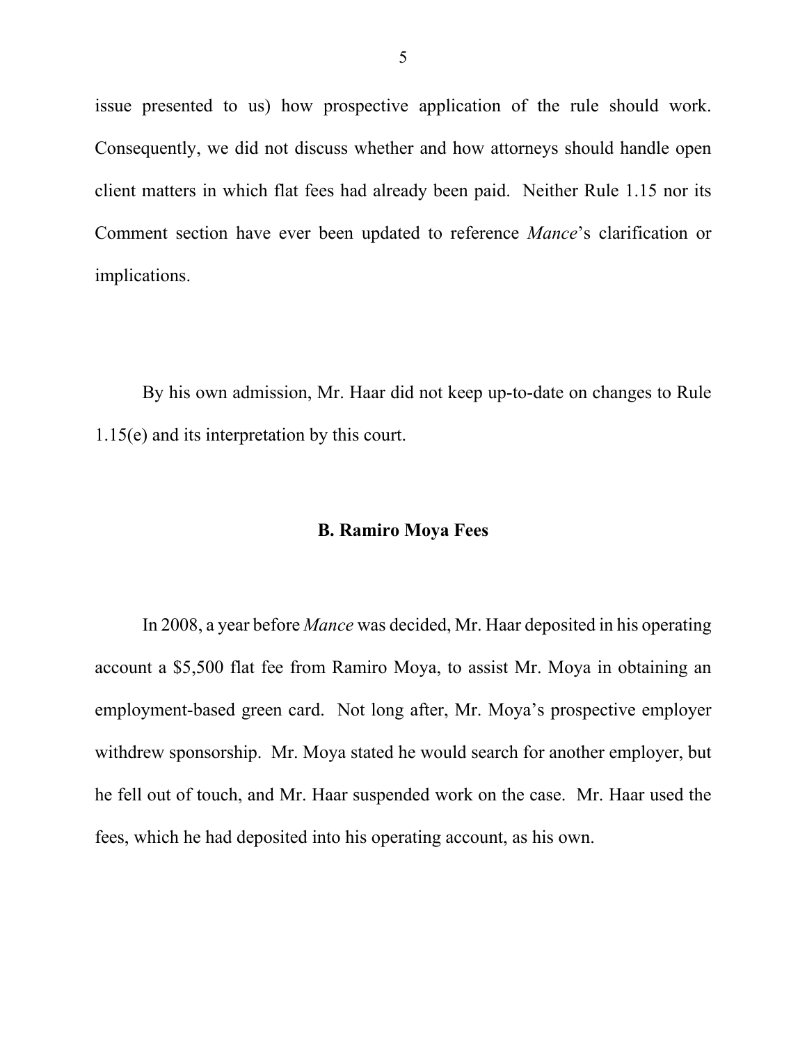issue presented to us) how prospective application of the rule should work. Consequently, we did not discuss whether and how attorneys should handle open client matters in which flat fees had already been paid. Neither Rule 1.15 nor its Comment section have ever been updated to reference *Mance*'s clarification or implications.

By his own admission, Mr. Haar did not keep up-to-date on changes to Rule 1.15(e) and its interpretation by this court.

### B. Ramiro Moya Fees

In 2008, a year before *Mance* was decided, Mr. Haar deposited in his operating account a $5,500 flat fee from Ramiro Moya, to assist Mr. Moya in obtaining an employment-based green card. Not long after, Mr. Moya's prospective employer withdrew sponsorship. Mr. Moya stated he would search for another employer, but he fell out of touch, and Mr. Haar suspended work on the case. Mr. Haar used the fees, which he had deposited into his operating account, as his own.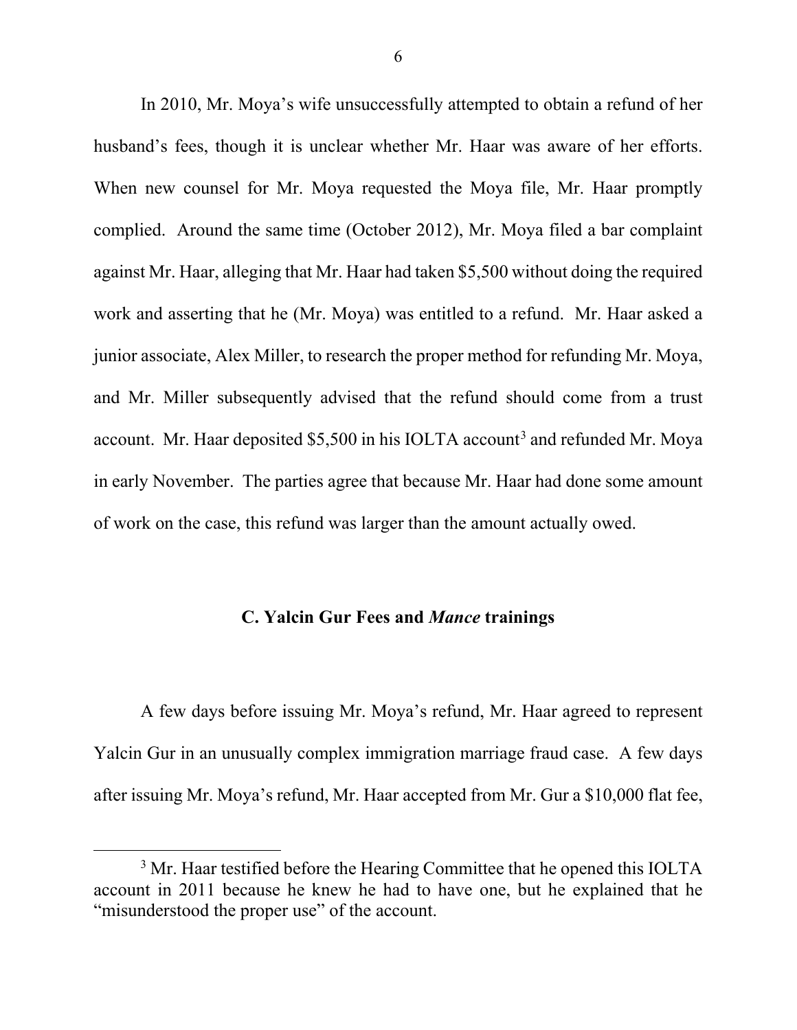In 2010, Mr. Moya's wife unsuccessfully attempted to obtain a refund of her husband's fees, though it is unclear whether Mr. Haar was aware of her efforts. When new counsel for Mr. Moya requested the Moya file, Mr. Haar promptly complied. Around the same time (October 2012), Mr. Moya filed a bar complaint against Mr. Haar, alleging that Mr. Haar had taken $5,500 without doing the required work and asserting that he (Mr. Moya) was entitled to a refund. Mr. Haar asked a junior associate, Alex Miller, to research the proper method for refunding Mr. Moya, and Mr. Miller subsequently advised that the refund should come from a trust account. Mr. Haar deposited $5,500 in his IOLTA account[3] and refunded Mr. Moya in early November. The parties agree that because Mr. Haar had done some amount of work on the case, this refund was larger than the amount actually owed.

### C. Yalcin Gur Fees and *Mance* trainings

A few days before issuing Mr. Moya's refund, Mr. Haar agreed to represent Yalcin Gur in an unusually complex immigration marriage fraud case. A few days after issuing Mr. Moya's refund, Mr. Haar accepted from Mr. Gur a $10,000 flat fee,

[3] Mr. Haar testified before the Hearing Committee that he opened this IOLTA account in 2011 because he knew he had to have one, but he explained that he "misunderstood the proper use" of the account.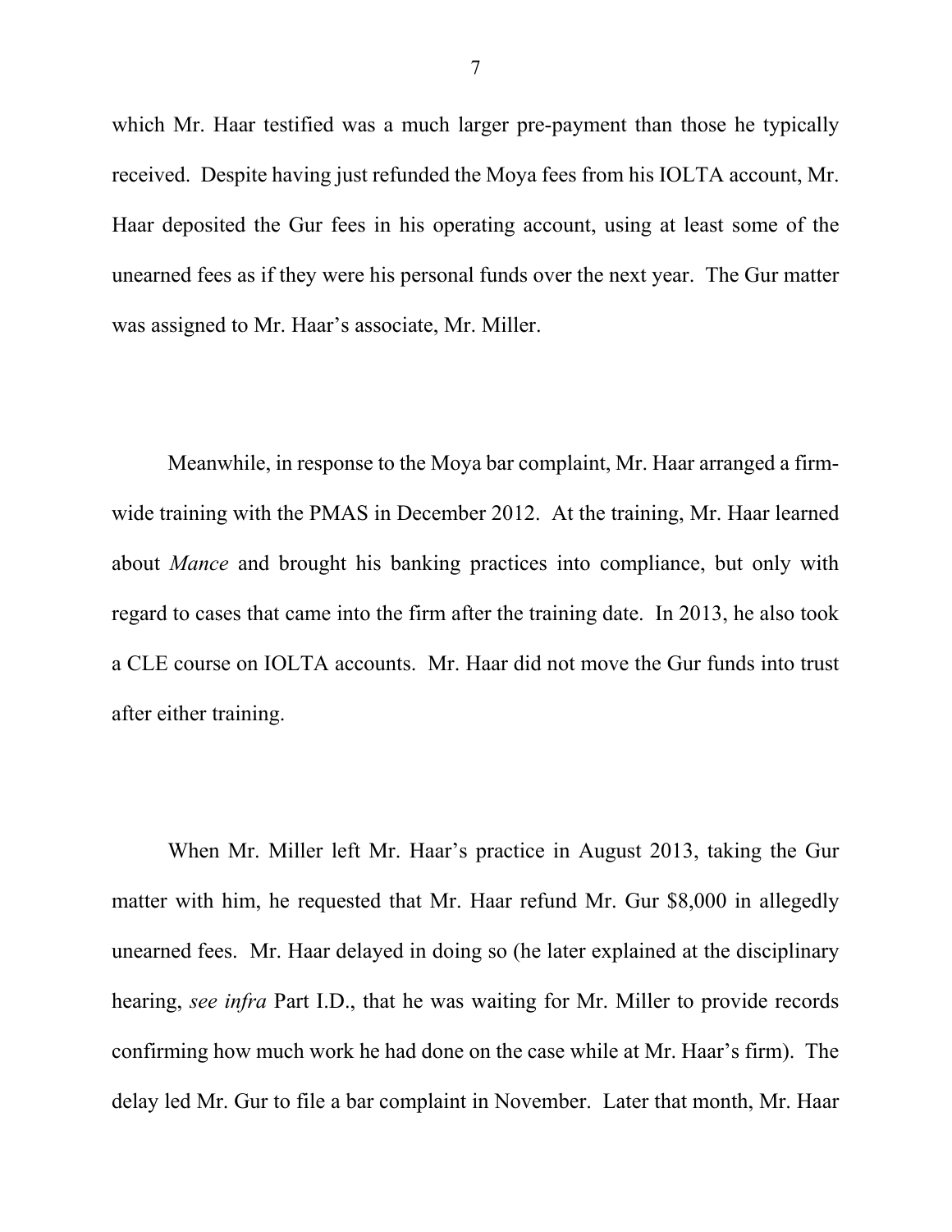which Mr. Haar testified was a much larger pre-payment than those he typically received. Despite having just refunded the Moya fees from his IOLTA account, Mr. Haar deposited the Gur fees in his operating account, using at least some of the unearned fees as if they were his personal funds over the next year. The Gur matter was assigned to Mr. Haar's associate, Mr. Miller.

Meanwhile, in response to the Moya bar complaint, Mr. Haar arranged a firm-wide training with the PMAS in December 2012. At the training, Mr. Haar learned about *Mance* and brought his banking practices into compliance, but only with regard to cases that came into the firm after the training date. In 2013, he also took a CLE course on IOLTA accounts. Mr. Haar did not move the Gur funds into trust after either training.

When Mr. Miller left Mr. Haar's practice in August 2013, taking the Gur matter with him, he requested that Mr. Haar refund Mr. Gur $8,000 in allegedly unearned fees. Mr. Haar delayed in doing so (he later explained at the disciplinary hearing, *see infra* Part I.D., that he was waiting for Mr. Miller to provide records confirming how much work he had done on the case while at Mr. Haar's firm). The delay led Mr. Gur to file a bar complaint in November. Later that month, Mr. Haar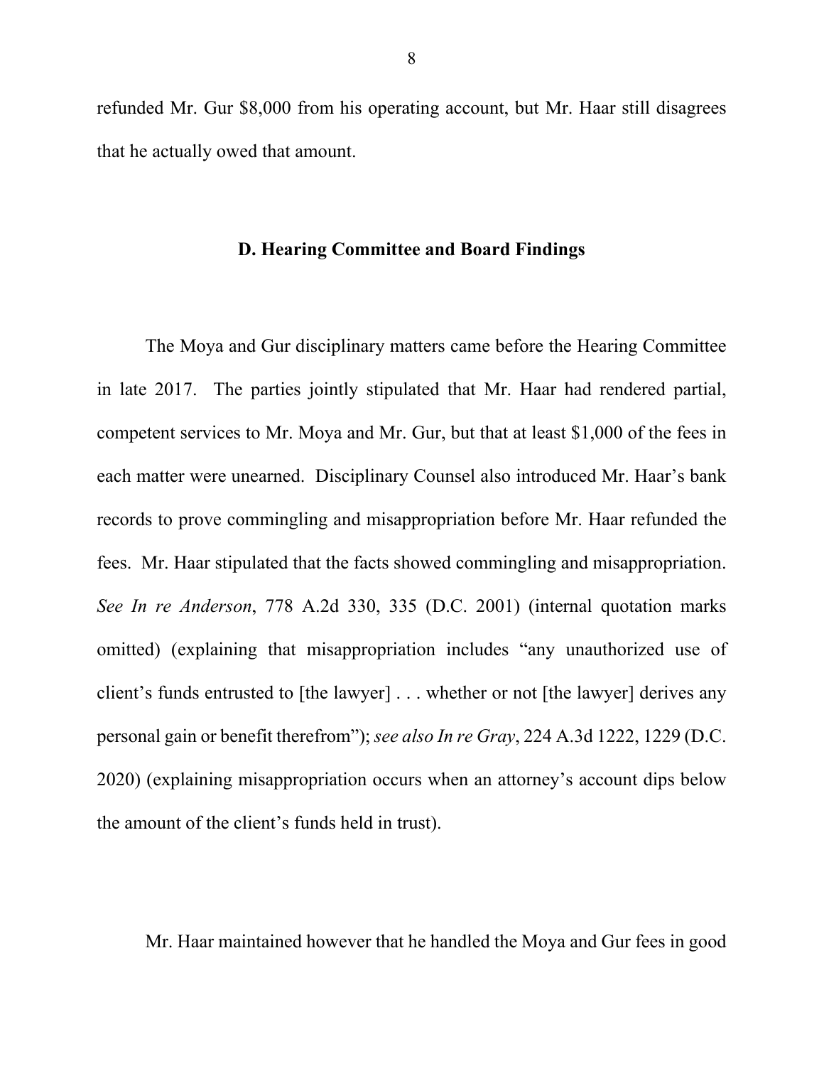refunded Mr. Gur $8,000 from his operating account, but Mr. Haar still disagrees that he actually owed that amount.

### D. Hearing Committee and Board Findings

The Moya and Gur disciplinary matters came before the Hearing Committee in late 2017. The parties jointly stipulated that Mr. Haar had rendered partial, competent services to Mr. Moya and Mr. Gur, but that at least $1,000 of the fees in each matter were unearned. Disciplinary Counsel also introduced Mr. Haar's bank records to prove commingling and misappropriation before Mr. Haar refunded the fees. Mr. Haar stipulated that the facts showed commingling and misappropriation. *See In re Anderson*, 778 A.2d 330, 335 (D.C. 2001) (internal quotation marks omitted) (explaining that misappropriation includes "any unauthorized use of client's funds entrusted to [the lawyer] . . . whether or not [the lawyer] derives any personal gain or benefit therefrom"); *see also In re Gray*, 224 A.3d 1222, 1229 (D.C. 2020) (explaining misappropriation occurs when an attorney's account dips below the amount of the client's funds held in trust).

Mr. Haar maintained however that he handled the Moya and Gur fees in good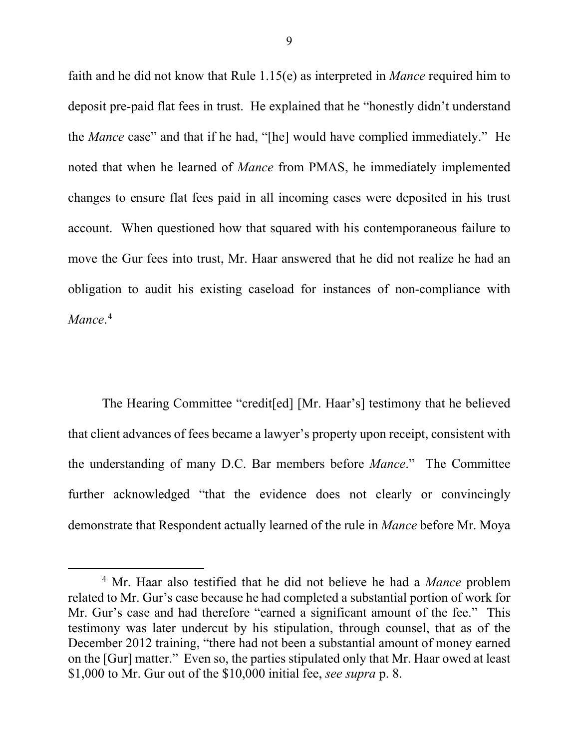faith and he did not know that Rule 1.15(e) as interpreted in *Mance* required him to deposit pre-paid flat fees in trust. He explained that he "honestly didn't understand the *Mance* case" and that if he had, "[he] would have complied immediately." He noted that when he learned of *Mance* from PMAS, he immediately implemented changes to ensure flat fees paid in all incoming cases were deposited in his trust account. When questioned how that squared with his contemporaneous failure to move the Gur fees into trust, Mr. Haar answered that he did not realize he had an obligation to audit his existing caseload for instances of non-compliance with *Mance*.[4]

The Hearing Committee "credit[ed] [Mr. Haar's] testimony that he believed that client advances of fees became a lawyer's property upon receipt, consistent with the understanding of many D.C. Bar members before *Mance*." The Committee further acknowledged "that the evidence does not clearly or convincingly demonstrate that Respondent actually learned of the rule in *Mance* before Mr. Moya

---

[4] Mr. Haar also testified that he did not believe he had a *Mance* problem related to Mr. Gur's case because he had completed a substantial portion of work for Mr. Gur's case and had therefore "earned a significant amount of the fee." This testimony was later undercut by his stipulation, through counsel, that as of the December 2012 training, "there had not been a substantial amount of money earned on the [Gur] matter." Even so, the parties stipulated only that Mr. Haar owed at least $1,000 to Mr. Gur out of the $10,000 initial fee, *see supra* p. 8.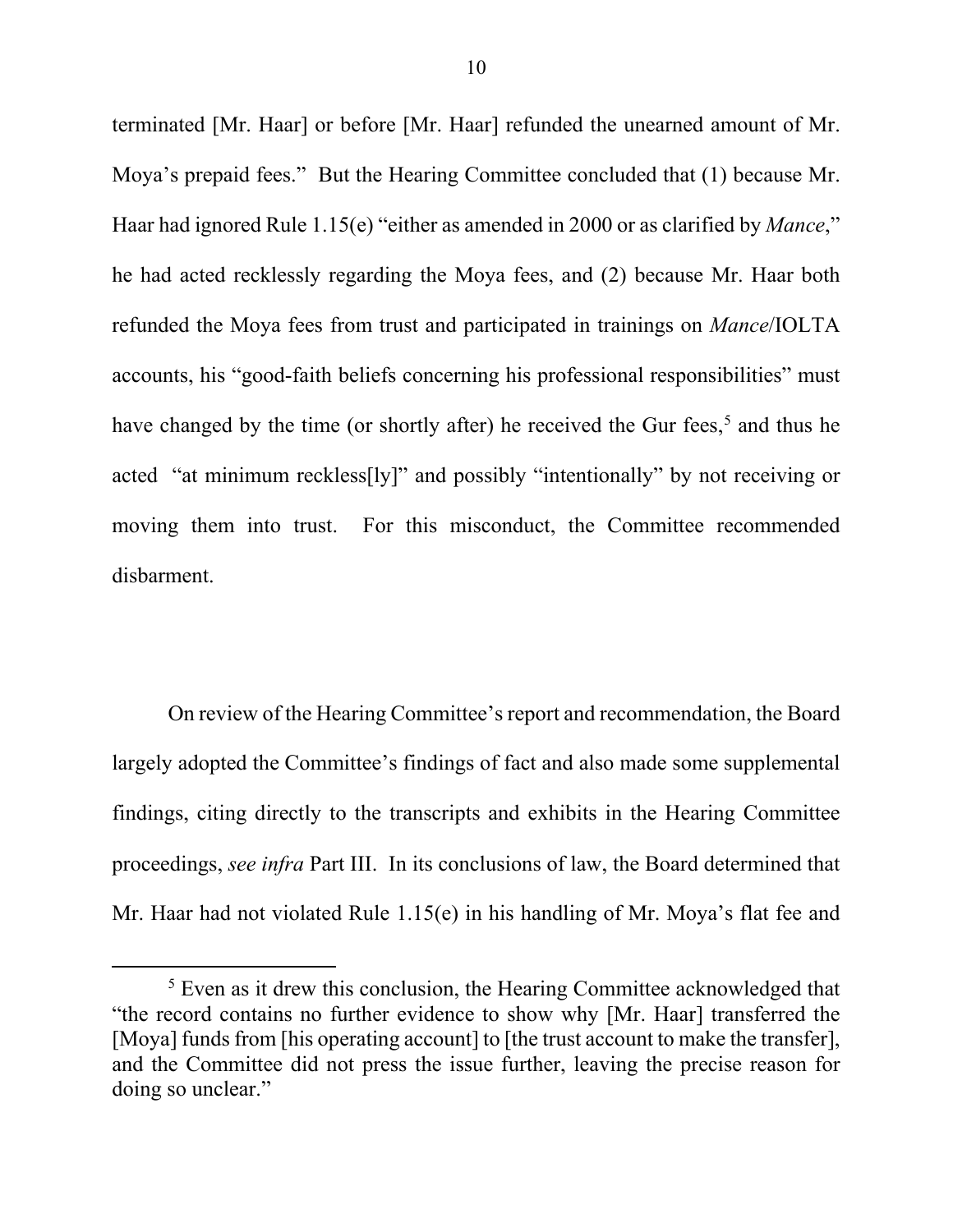terminated [Mr. Haar] or before [Mr. Haar] refunded the unearned amount of Mr. Moya's prepaid fees." But the Hearing Committee concluded that (1) because Mr. Haar had ignored Rule 1.15(e) "either as amended in 2000 or as clarified by *Mance*," he had acted recklessly regarding the Moya fees, and (2) because Mr. Haar both refunded the Moya fees from trust and participated in trainings on *Mance*/IOLTA accounts, his "good-faith beliefs concerning his professional responsibilities" must have changed by the time (or shortly after) he received the Gur fees,[5] and thus he acted "at minimum reckless[ly]" and possibly "intentionally" by not receiving or moving them into trust. For this misconduct, the Committee recommended disbarment.

On review of the Hearing Committee's report and recommendation, the Board largely adopted the Committee's findings of fact and also made some supplemental findings, citing directly to the transcripts and exhibits in the Hearing Committee proceedings, *see infra* Part III. In its conclusions of law, the Board determined that Mr. Haar had not violated Rule 1.15(e) in his handling of Mr. Moya's flat fee and

[5] Even as it drew this conclusion, the Hearing Committee acknowledged that "the record contains no further evidence to show why [Mr. Haar] transferred the [Moya] funds from [his operating account] to [the trust account to make the transfer], and the Committee did not press the issue further, leaving the precise reason for doing so unclear."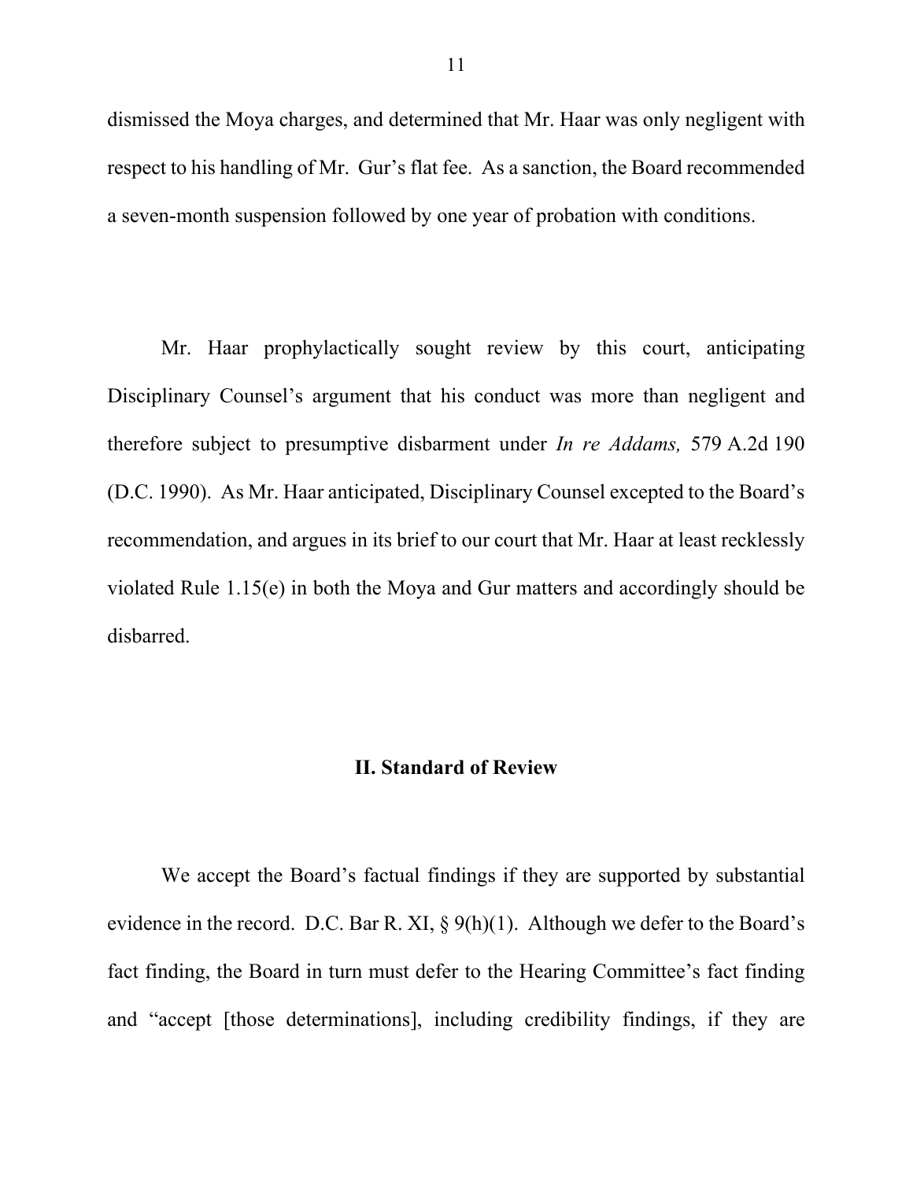dismissed the Moya charges, and determined that Mr. Haar was only negligent with respect to his handling of Mr. Gur's flat fee. As a sanction, the Board recommended a seven-month suspension followed by one year of probation with conditions.

Mr. Haar prophylactically sought review by this court, anticipating Disciplinary Counsel's argument that his conduct was more than negligent and therefore subject to presumptive disbarment under *In re Addams,* 579 A.2d 190 (D.C. 1990). As Mr. Haar anticipated, Disciplinary Counsel excepted to the Board's recommendation, and argues in its brief to our court that Mr. Haar at least recklessly violated Rule 1.15(e) in both the Moya and Gur matters and accordingly should be disbarred.

## II. Standard of Review

We accept the Board's factual findings if they are supported by substantial evidence in the record. D.C. Bar R. XI, § 9(h)(1). Although we defer to the Board's fact finding, the Board in turn must defer to the Hearing Committee's fact finding and "accept [those determinations], including credibility findings, if they are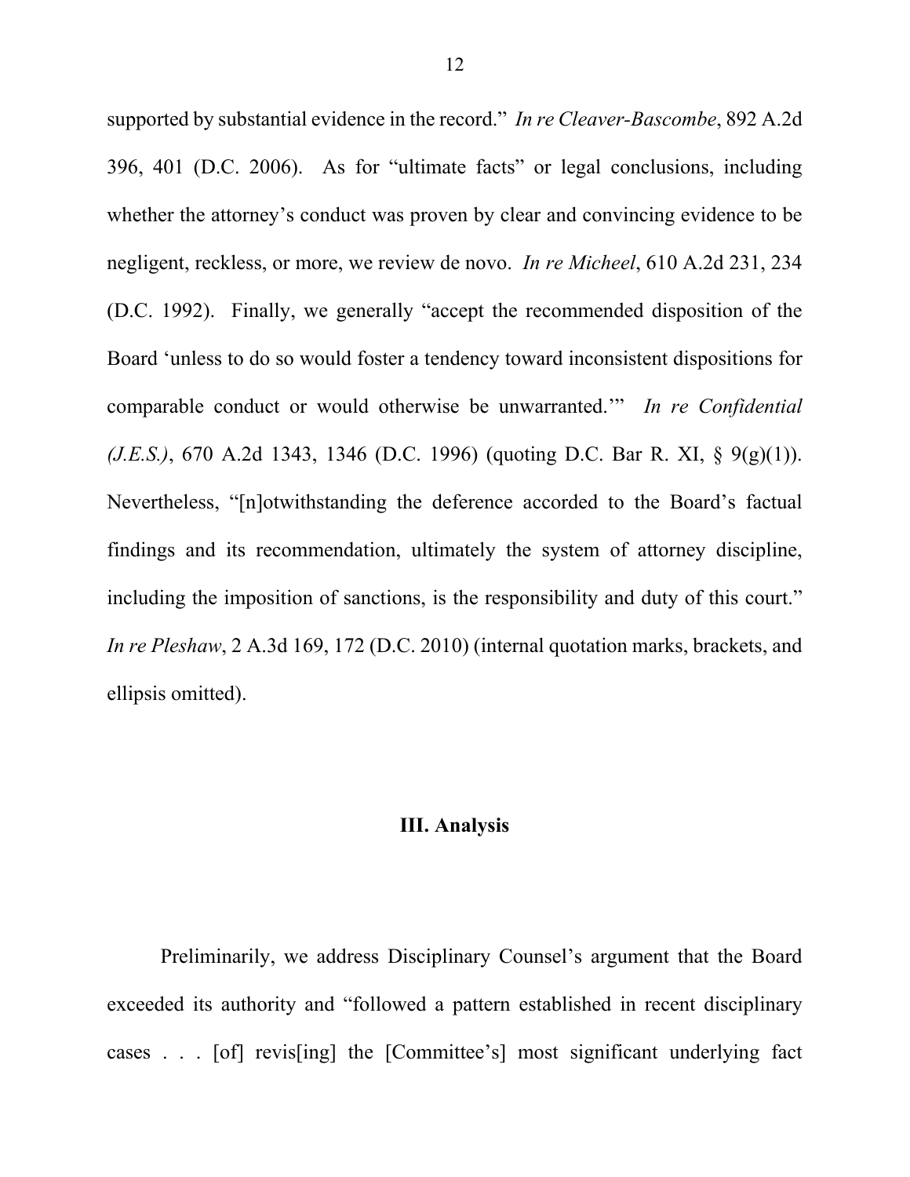supported by substantial evidence in the record." *In re Cleaver-Bascombe*, 892 A.2d 396, 401 (D.C. 2006). As for "ultimate facts" or legal conclusions, including whether the attorney's conduct was proven by clear and convincing evidence to be negligent, reckless, or more, we review de novo. *In re Micheel*, 610 A.2d 231, 234 (D.C. 1992). Finally, we generally "accept the recommended disposition of the Board 'unless to do so would foster a tendency toward inconsistent dispositions for comparable conduct or would otherwise be unwarranted.'" *In re Confidential (J.E.S.)*, 670 A.2d 1343, 1346 (D.C. 1996) (quoting D.C. Bar R. XI, § 9(g)(1)). Nevertheless, "[n]otwithstanding the deference accorded to the Board's factual findings and its recommendation, ultimately the system of attorney discipline, including the imposition of sanctions, is the responsibility and duty of this court." *In re Pleshaw*, 2 A.3d 169, 172 (D.C. 2010) (internal quotation marks, brackets, and ellipsis omitted).

## III. Analysis

Preliminarily, we address Disciplinary Counsel's argument that the Board exceeded its authority and "followed a pattern established in recent disciplinary cases . . . [of] revis[ing] the [Committee's] most significant underlying fact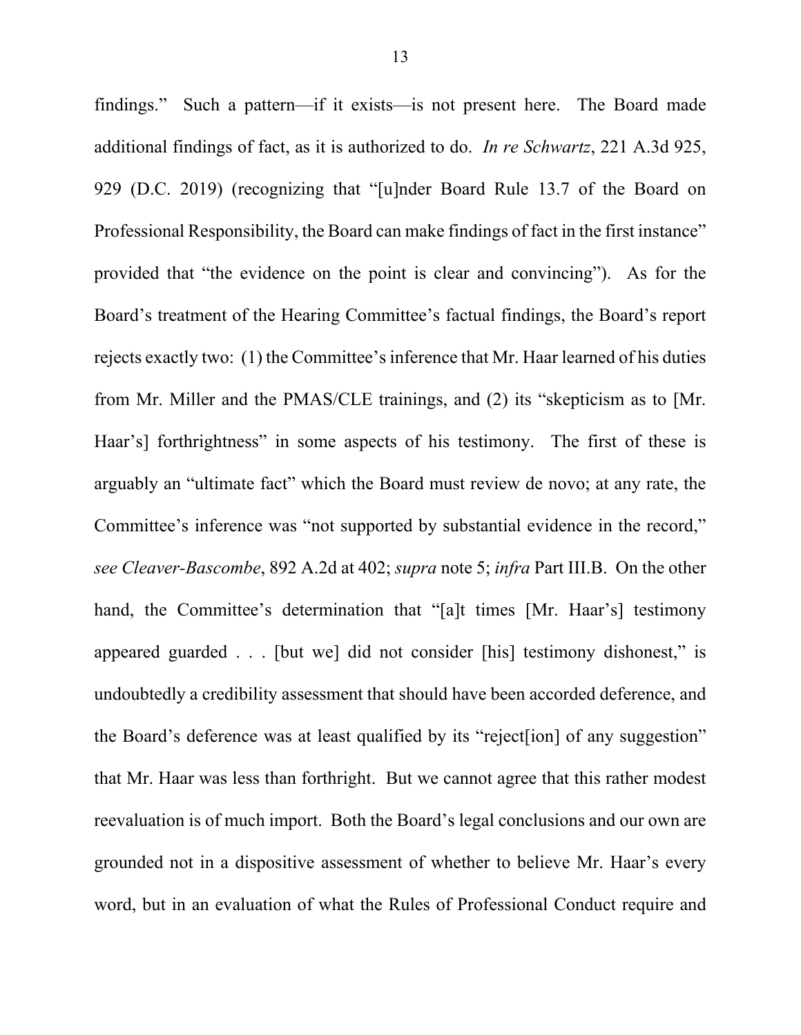findings." Such a pattern—if it exists—is not present here. The Board made additional findings of fact, as it is authorized to do. *In re Schwartz*, 221 A.3d 925, 929 (D.C. 2019) (recognizing that "[u]nder Board Rule 13.7 of the Board on Professional Responsibility, the Board can make findings of fact in the first instance" provided that "the evidence on the point is clear and convincing"). As for the Board's treatment of the Hearing Committee's factual findings, the Board's report rejects exactly two: (1) the Committee's inference that Mr. Haar learned of his duties from Mr. Miller and the PMAS/CLE trainings, and (2) its "skepticism as to [Mr. Haar's] forthrightness" in some aspects of his testimony. The first of these is arguably an "ultimate fact" which the Board must review de novo; at any rate, the Committee's inference was "not supported by substantial evidence in the record," *see Cleaver-Bascombe*, 892 A.2d at 402; *supra* note 5; *infra* Part III.B. On the other hand, the Committee's determination that "[a]t times [Mr. Haar's] testimony appeared guarded . . . [but we] did not consider [his] testimony dishonest," is undoubtedly a credibility assessment that should have been accorded deference, and the Board's deference was at least qualified by its "reject[ion] of any suggestion" that Mr. Haar was less than forthright. But we cannot agree that this rather modest reevaluation is of much import. Both the Board's legal conclusions and our own are grounded not in a dispositive assessment of whether to believe Mr. Haar's every word, but in an evaluation of what the Rules of Professional Conduct require and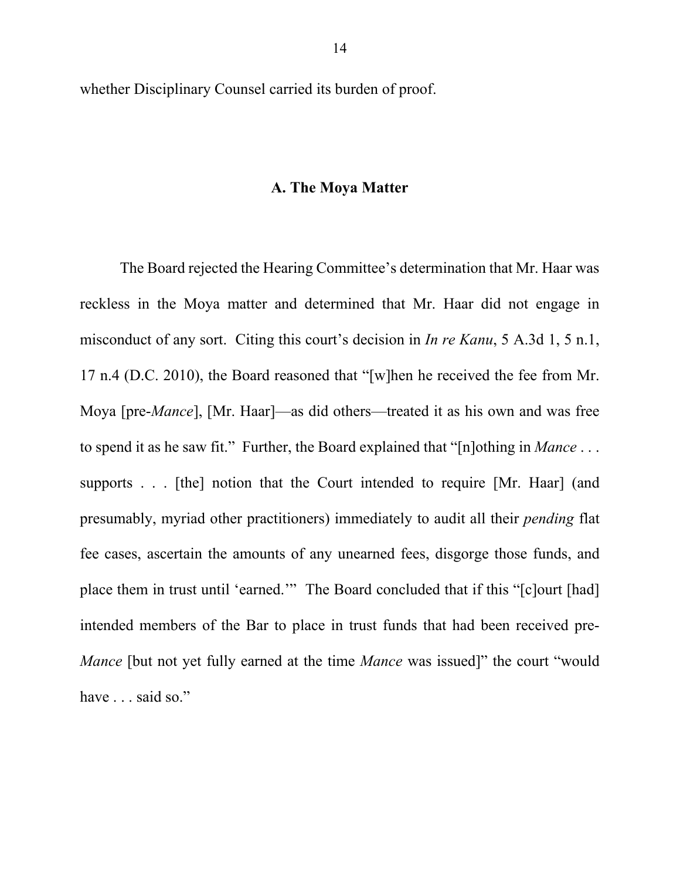whether Disciplinary Counsel carried its burden of proof.

## A. The Moya Matter

The Board rejected the Hearing Committee's determination that Mr. Haar was reckless in the Moya matter and determined that Mr. Haar did not engage in misconduct of any sort. Citing this court's decision in *In re Kanu*, 5 A.3d 1, 5 n.1, 17 n.4 (D.C. 2010), the Board reasoned that "[w]hen he received the fee from Mr. Moya [pre-*Mance*], [Mr. Haar]—as did others—treated it as his own and was free to spend it as he saw fit." Further, the Board explained that "[n]othing in *Mance* . . . supports . . . [the] notion that the Court intended to require [Mr. Haar] (and presumably, myriad other practitioners) immediately to audit all their *pending* flat fee cases, ascertain the amounts of any unearned fees, disgorge those funds, and place them in trust until 'earned.'" The Board concluded that if this "[c]ourt [had] intended members of the Bar to place in trust funds that had been received pre-*Mance* [but not yet fully earned at the time *Mance* was issued]" the court "would have . . . said so."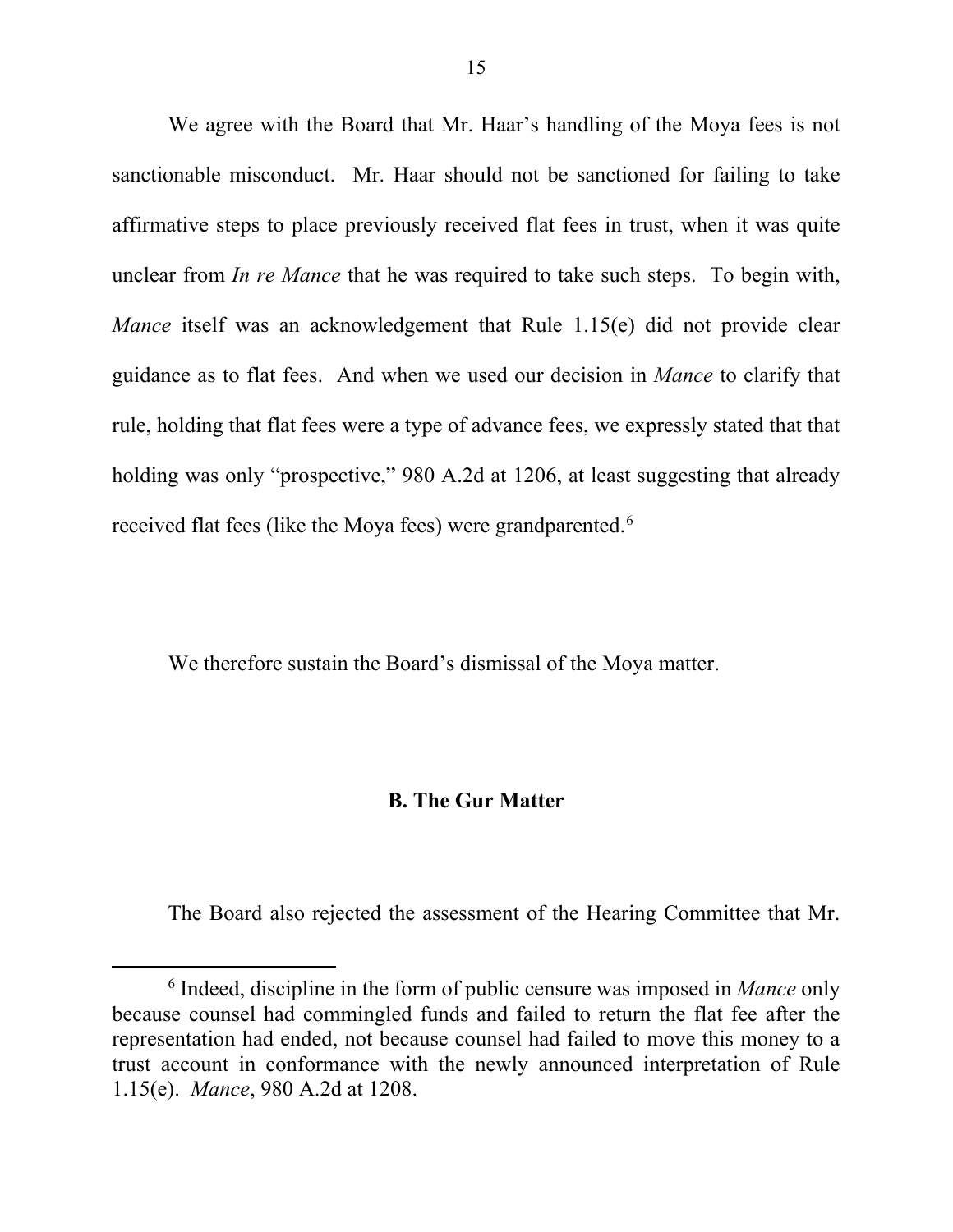We agree with the Board that Mr. Haar's handling of the Moya fees is not sanctionable misconduct. Mr. Haar should not be sanctioned for failing to take affirmative steps to place previously received flat fees in trust, when it was quite unclear from *In re Mance* that he was required to take such steps. To begin with, *Mance* itself was an acknowledgement that Rule 1.15(e) did not provide clear guidance as to flat fees. And when we used our decision in *Mance* to clarify that rule, holding that flat fees were a type of advance fees, we expressly stated that that holding was only "prospective," 980 A.2d at 1206, at least suggesting that already received flat fees (like the Moya fees) were grandparented.[6]

We therefore sustain the Board's dismissal of the Moya matter.

### B. The Gur Matter

The Board also rejected the assessment of the Hearing Committee that Mr.

[6] Indeed, discipline in the form of public censure was imposed in *Mance* only because counsel had commingled funds and failed to return the flat fee after the representation had ended, not because counsel had failed to move this money to a trust account in conformance with the newly announced interpretation of Rule 1.15(e). *Mance*, 980 A.2d at 1208.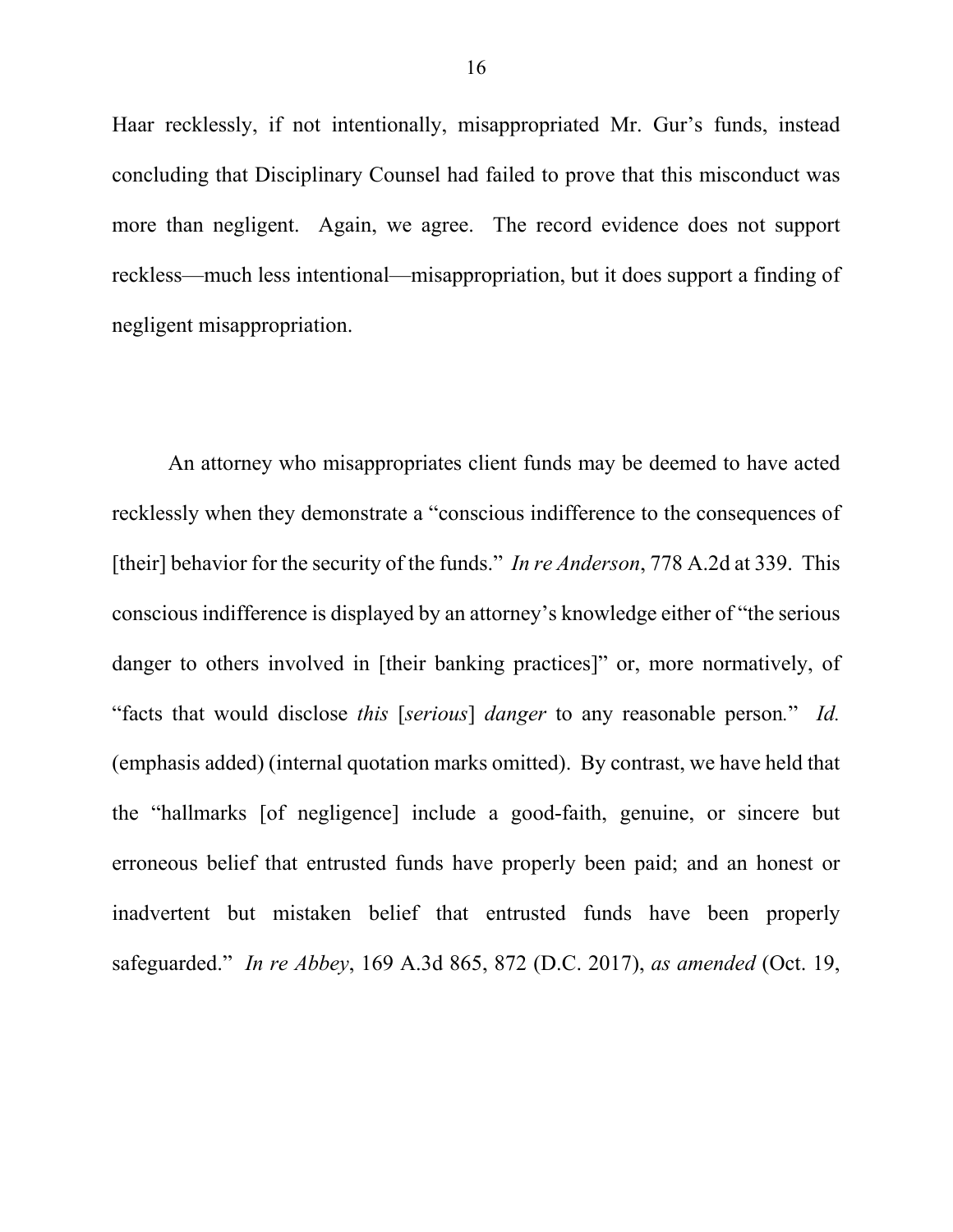Haar recklessly, if not intentionally, misappropriated Mr. Gur's funds, instead concluding that Disciplinary Counsel had failed to prove that this misconduct was more than negligent. Again, we agree. The record evidence does not support reckless—much less intentional—misappropriation, but it does support a finding of negligent misappropriation.

An attorney who misappropriates client funds may be deemed to have acted recklessly when they demonstrate a "conscious indifference to the consequences of [their] behavior for the security of the funds." *In re Anderson*, 778 A.2d at 339. This conscious indifference is displayed by an attorney's knowledge either of "the serious danger to others involved in [their banking practices]" or, more normatively, of "facts that would disclose *this* [*serious*] *danger* to any reasonable person." *Id.* (emphasis added) (internal quotation marks omitted). By contrast, we have held that the "hallmarks [of negligence] include a good-faith, genuine, or sincere but erroneous belief that entrusted funds have properly been paid; and an honest or inadvertent but mistaken belief that entrusted funds have been properly safeguarded." *In re Abbey*, 169 A.3d 865, 872 (D.C. 2017), *as amended* (Oct. 19,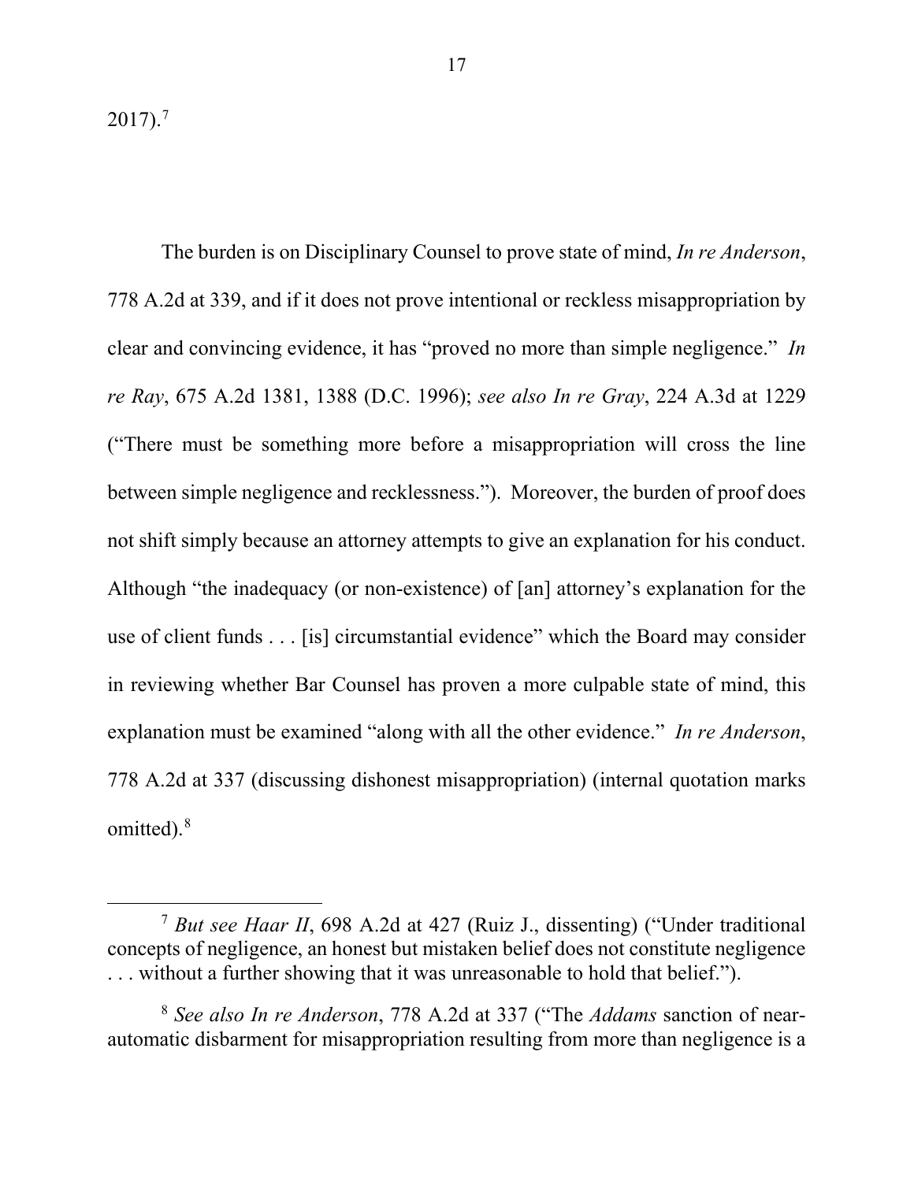2017).[7]

The burden is on Disciplinary Counsel to prove state of mind, *In re Anderson*, 778 A.2d at 339, and if it does not prove intentional or reckless misappropriation by clear and convincing evidence, it has "proved no more than simple negligence." *In re Ray*, 675 A.2d 1381, 1388 (D.C. 1996); *see also In re Gray*, 224 A.3d at 1229 ("There must be something more before a misappropriation will cross the line between simple negligence and recklessness."). Moreover, the burden of proof does not shift simply because an attorney attempts to give an explanation for his conduct. Although "the inadequacy (or non-existence) of [an] attorney's explanation for the use of client funds . . . [is] circumstantial evidence" which the Board may consider in reviewing whether Bar Counsel has proven a more culpable state of mind, this explanation must be examined "along with all the other evidence." *In re Anderson*, 778 A.2d at 337 (discussing dishonest misappropriation) (internal quotation marks omitted).[8]

---

[7] *But see Haar II*, 698 A.2d at 427 (Ruiz J., dissenting) ("Under traditional concepts of negligence, an honest but mistaken belief does not constitute negligence . . . without a further showing that it was unreasonable to hold that belief.").

[8] *See also In re Anderson*, 778 A.2d at 337 ("The *Addams* sanction of near-automatic disbarment for misappropriation resulting from more than negligence is a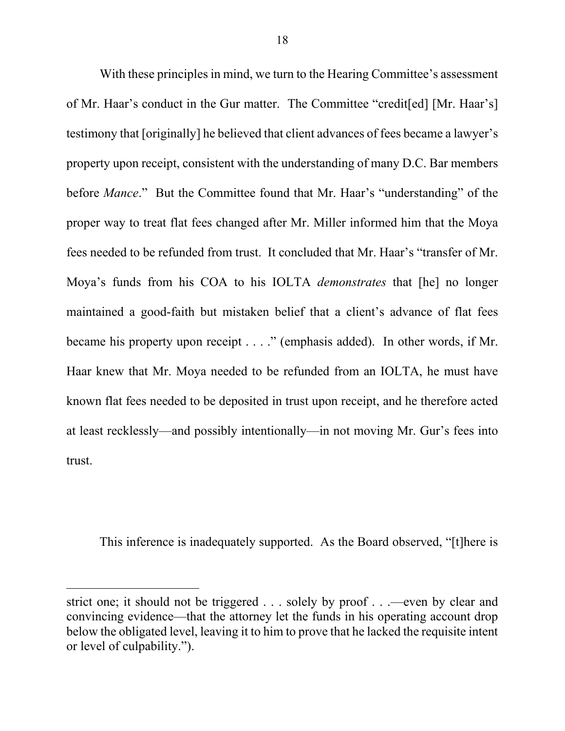With these principles in mind, we turn to the Hearing Committee's assessment of Mr. Haar's conduct in the Gur matter. The Committee "credit[ed] [Mr. Haar's] testimony that [originally] he believed that client advances of fees became a lawyer's property upon receipt, consistent with the understanding of many D.C. Bar members before *Mance*." But the Committee found that Mr. Haar's "understanding" of the proper way to treat flat fees changed after Mr. Miller informed him that the Moya fees needed to be refunded from trust. It concluded that Mr. Haar's "transfer of Mr. Moya's funds from his COA to his IOLTA *demonstrates* that [he] no longer maintained a good-faith but mistaken belief that a client's advance of flat fees became his property upon receipt . . . ." (emphasis added). In other words, if Mr. Haar knew that Mr. Moya needed to be refunded from an IOLTA, he must have known flat fees needed to be deposited in trust upon receipt, and he therefore acted at least recklessly—and possibly intentionally—in not moving Mr. Gur's fees into trust.

This inference is inadequately supported. As the Board observed, "[t]here is

---

strict one; it should not be triggered . . . solely by proof . . .—even by clear and convincing evidence—that the attorney let the funds in his operating account drop below the obligated level, leaving it to him to prove that he lacked the requisite intent or level of culpability.").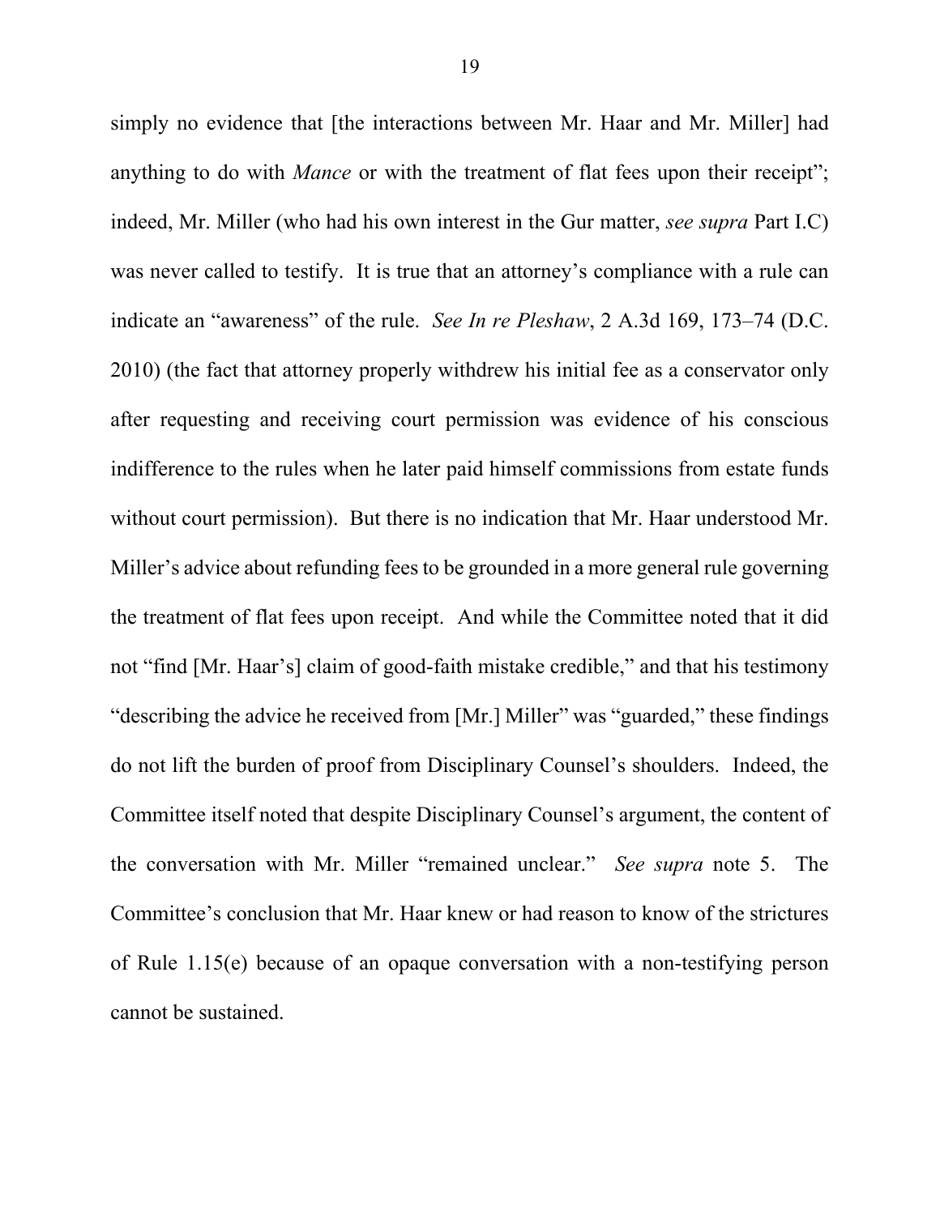simply no evidence that [the interactions between Mr. Haar and Mr. Miller] had anything to do with *Mance* or with the treatment of flat fees upon their receipt"; indeed, Mr. Miller (who had his own interest in the Gur matter, *see supra* Part I.C) was never called to testify. It is true that an attorney's compliance with a rule can indicate an "awareness" of the rule. *See In re Pleshaw*, 2 A.3d 169, 173–74 (D.C. 2010) (the fact that attorney properly withdrew his initial fee as a conservator only after requesting and receiving court permission was evidence of his conscious indifference to the rules when he later paid himself commissions from estate funds without court permission). But there is no indication that Mr. Haar understood Mr. Miller's advice about refunding fees to be grounded in a more general rule governing the treatment of flat fees upon receipt. And while the Committee noted that it did not "find [Mr. Haar's] claim of good-faith mistake credible," and that his testimony "describing the advice he received from [Mr.] Miller" was "guarded," these findings do not lift the burden of proof from Disciplinary Counsel's shoulders. Indeed, the Committee itself noted that despite Disciplinary Counsel's argument, the content of the conversation with Mr. Miller "remained unclear." *See supra* note 5. The Committee's conclusion that Mr. Haar knew or had reason to know of the strictures of Rule 1.15(e) because of an opaque conversation with a non-testifying person cannot be sustained.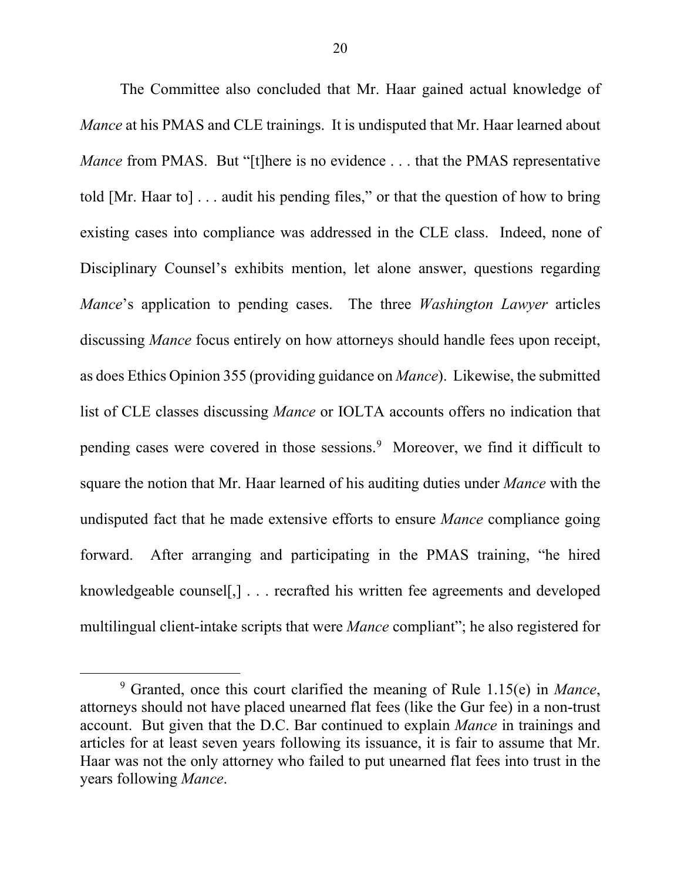The Committee also concluded that Mr. Haar gained actual knowledge of *Mance* at his PMAS and CLE trainings. It is undisputed that Mr. Haar learned about *Mance* from PMAS. But "[t]here is no evidence . . . that the PMAS representative told [Mr. Haar to] . . . audit his pending files," or that the question of how to bring existing cases into compliance was addressed in the CLE class. Indeed, none of Disciplinary Counsel's exhibits mention, let alone answer, questions regarding *Mance*'s application to pending cases. The three *Washington Lawyer* articles discussing *Mance* focus entirely on how attorneys should handle fees upon receipt, as does Ethics Opinion 355 (providing guidance on *Mance*). Likewise, the submitted list of CLE classes discussing *Mance* or IOLTA accounts offers no indication that pending cases were covered in those sessions.[9] Moreover, we find it difficult to square the notion that Mr. Haar learned of his auditing duties under *Mance* with the undisputed fact that he made extensive efforts to ensure *Mance* compliance going forward. After arranging and participating in the PMAS training, "he hired knowledgeable counsel[,] . . . recrafted his written fee agreements and developed multilingual client-intake scripts that were *Mance* compliant"; he also registered for

---

[9] Granted, once this court clarified the meaning of Rule 1.15(e) in *Mance*, attorneys should not have placed unearned flat fees (like the Gur fee) in a non-trust account. But given that the D.C. Bar continued to explain *Mance* in trainings and articles for at least seven years following its issuance, it is fair to assume that Mr. Haar was not the only attorney who failed to put unearned flat fees into trust in the years following *Mance*.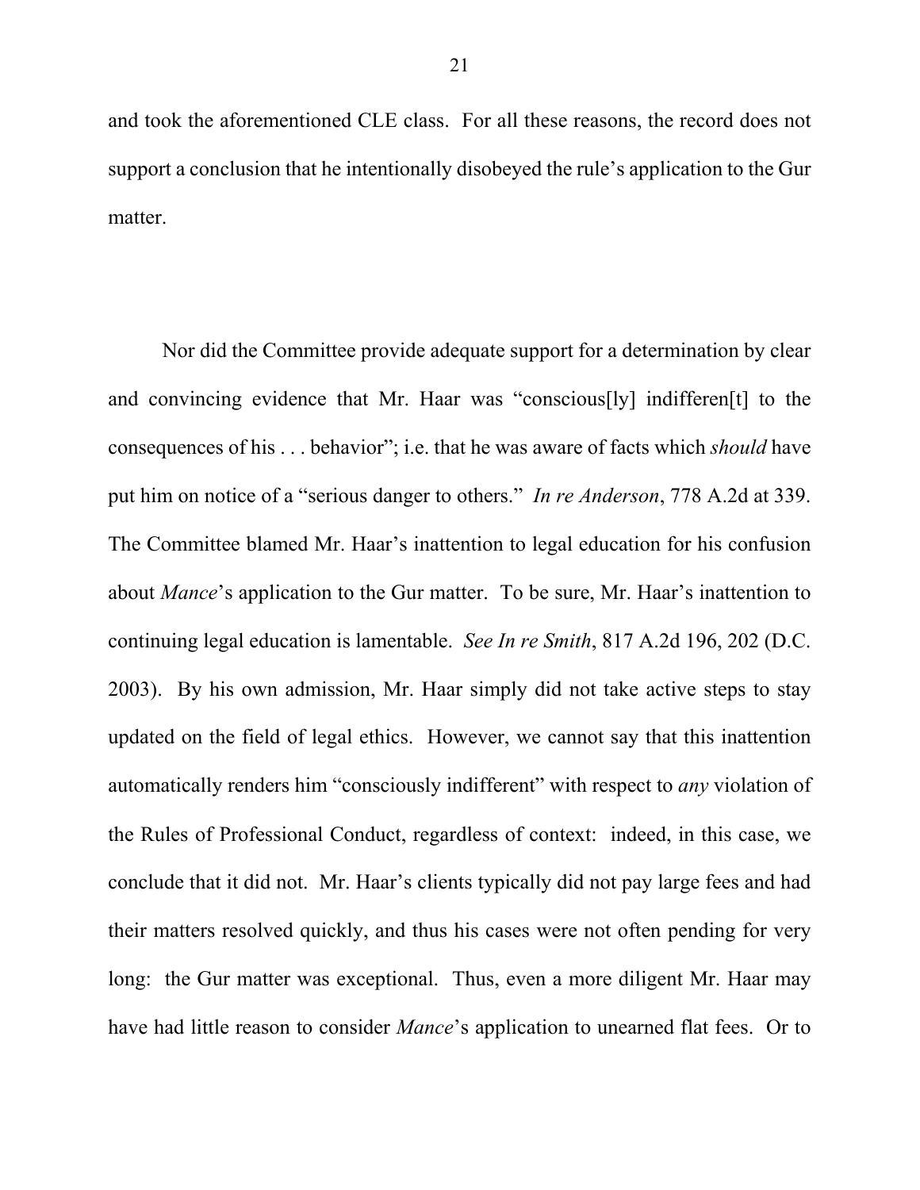and took the aforementioned CLE class. For all these reasons, the record does not support a conclusion that he intentionally disobeyed the rule's application to the Gur matter.

Nor did the Committee provide adequate support for a determination by clear and convincing evidence that Mr. Haar was "conscious[ly] indifferen[t] to the consequences of his . . . behavior"; i.e. that he was aware of facts which *should* have put him on notice of a "serious danger to others." *In re Anderson*, 778 A.2d at 339. The Committee blamed Mr. Haar's inattention to legal education for his confusion about *Mance*'s application to the Gur matter. To be sure, Mr. Haar's inattention to continuing legal education is lamentable. *See In re Smith*, 817 A.2d 196, 202 (D.C. 2003). By his own admission, Mr. Haar simply did not take active steps to stay updated on the field of legal ethics. However, we cannot say that this inattention automatically renders him "consciously indifferent" with respect to *any* violation of the Rules of Professional Conduct, regardless of context: indeed, in this case, we conclude that it did not. Mr. Haar's clients typically did not pay large fees and had their matters resolved quickly, and thus his cases were not often pending for very long: the Gur matter was exceptional. Thus, even a more diligent Mr. Haar may have had little reason to consider *Mance*'s application to unearned flat fees. Or to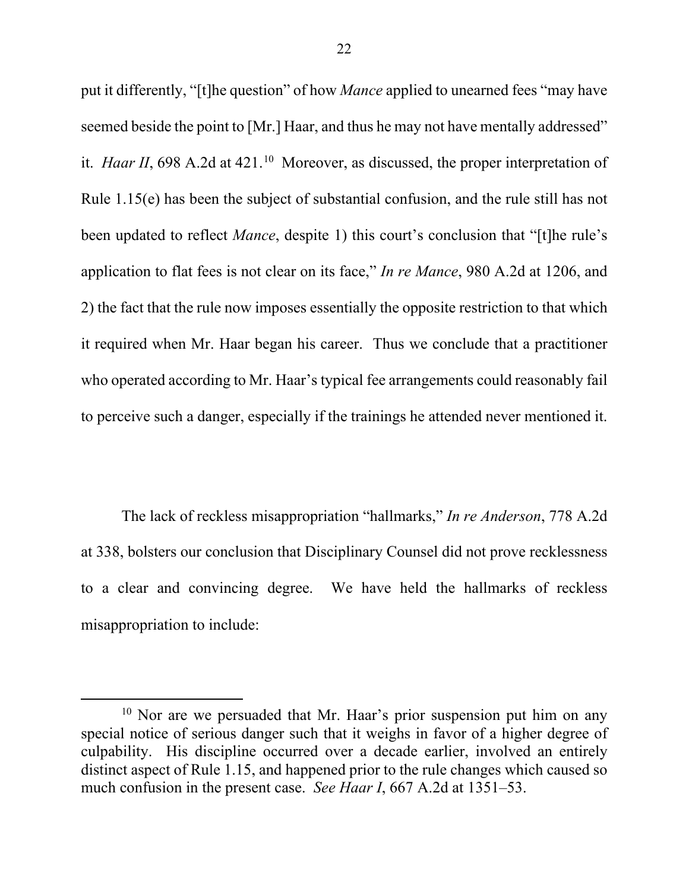put it differently, "[t]he question" of how *Mance* applied to unearned fees "may have seemed beside the point to [Mr.] Haar, and thus he may not have mentally addressed" it. *Haar II*, 698 A.2d at 421.[10] Moreover, as discussed, the proper interpretation of Rule 1.15(e) has been the subject of substantial confusion, and the rule still has not been updated to reflect *Mance*, despite 1) this court's conclusion that "[t]he rule's application to flat fees is not clear on its face," *In re Mance*, 980 A.2d at 1206, and 2) the fact that the rule now imposes essentially the opposite restriction to that which it required when Mr. Haar began his career. Thus we conclude that a practitioner who operated according to Mr. Haar's typical fee arrangements could reasonably fail to perceive such a danger, especially if the trainings he attended never mentioned it.

The lack of reckless misappropriation "hallmarks," *In re Anderson*, 778 A.2d at 338, bolsters our conclusion that Disciplinary Counsel did not prove recklessness to a clear and convincing degree. We have held the hallmarks of reckless misappropriation to include:

---

[10] Nor are we persuaded that Mr. Haar's prior suspension put him on any special notice of serious danger such that it weighs in favor of a higher degree of culpability. His discipline occurred over a decade earlier, involved an entirely distinct aspect of Rule 1.15, and happened prior to the rule changes which caused so much confusion in the present case. *See Haar I*, 667 A.2d at 1351–53.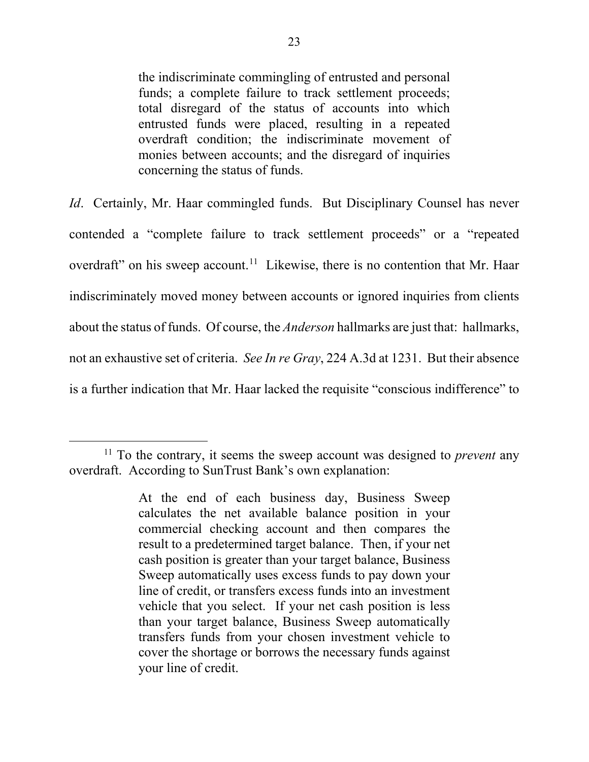> the indiscriminate commingling of entrusted and personal funds; a complete failure to track settlement proceeds; total disregard of the status of accounts into which entrusted funds were placed, resulting in a repeated overdraft condition; the indiscriminate movement of monies between accounts; and the disregard of inquiries concerning the status of funds.

*Id*. Certainly, Mr. Haar commingled funds. But Disciplinary Counsel has never contended a "complete failure to track settlement proceeds" or a "repeated overdraft" on his sweep account.[11] Likewise, there is no contention that Mr. Haar indiscriminately moved money between accounts or ignored inquiries from clients about the status of funds. Of course, the *Anderson* hallmarks are just that: hallmarks, not an exhaustive set of criteria. *See In re Gray*, 224 A.3d at 1231. But their absence is a further indication that Mr. Haar lacked the requisite "conscious indifference" to

---

[11] To the contrary, it seems the sweep account was designed to *prevent* any overdraft. According to SunTrust Bank's own explanation:

> At the end of each business day, Business Sweep calculates the net available balance position in your commercial checking account and then compares the result to a predetermined target balance. Then, if your net cash position is greater than your target balance, Business Sweep automatically uses excess funds to pay down your line of credit, or transfers excess funds into an investment vehicle that you select. If your net cash position is less than your target balance, Business Sweep automatically transfers funds from your chosen investment vehicle to cover the shortage or borrows the necessary funds against your line of credit.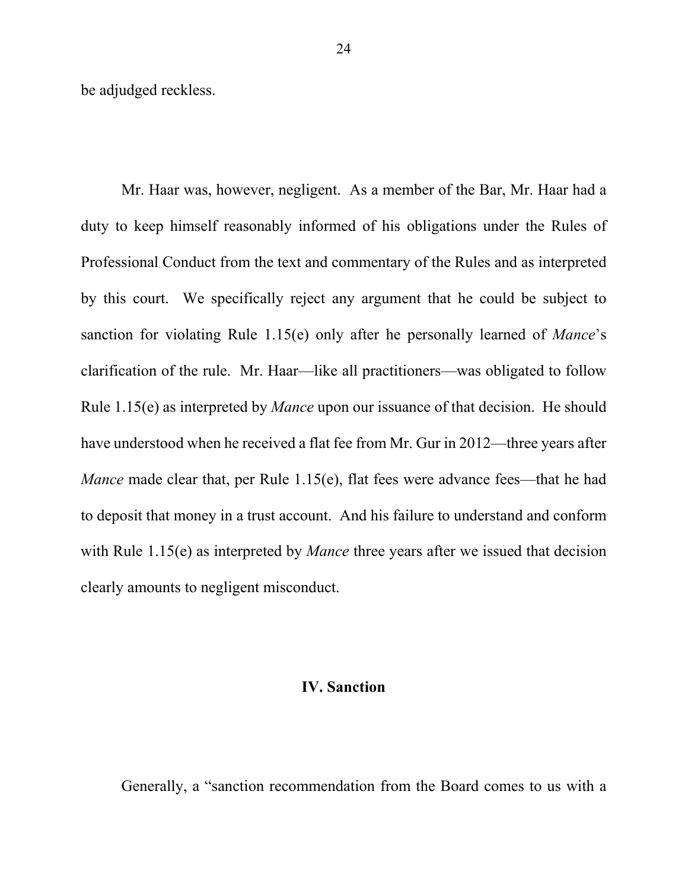be adjudged reckless.

Mr. Haar was, however, negligent. As a member of the Bar, Mr. Haar had a duty to keep himself reasonably informed of his obligations under the Rules of Professional Conduct from the text and commentary of the Rules and as interpreted by this court. We specifically reject any argument that he could be subject to sanction for violating Rule 1.15(e) only after he personally learned of *Mance*'s clarification of the rule. Mr. Haar—like all practitioners—was obligated to follow Rule 1.15(e) as interpreted by *Mance* upon our issuance of that decision. He should have understood when he received a flat fee from Mr. Gur in 2012—three years after *Mance* made clear that, per Rule 1.15(e), flat fees were advance fees—that he had to deposit that money in a trust account. And his failure to understand and conform with Rule 1.15(e) as interpreted by *Mance* three years after we issued that decision clearly amounts to negligent misconduct.

## IV. Sanction

Generally, a "sanction recommendation from the Board comes to us with a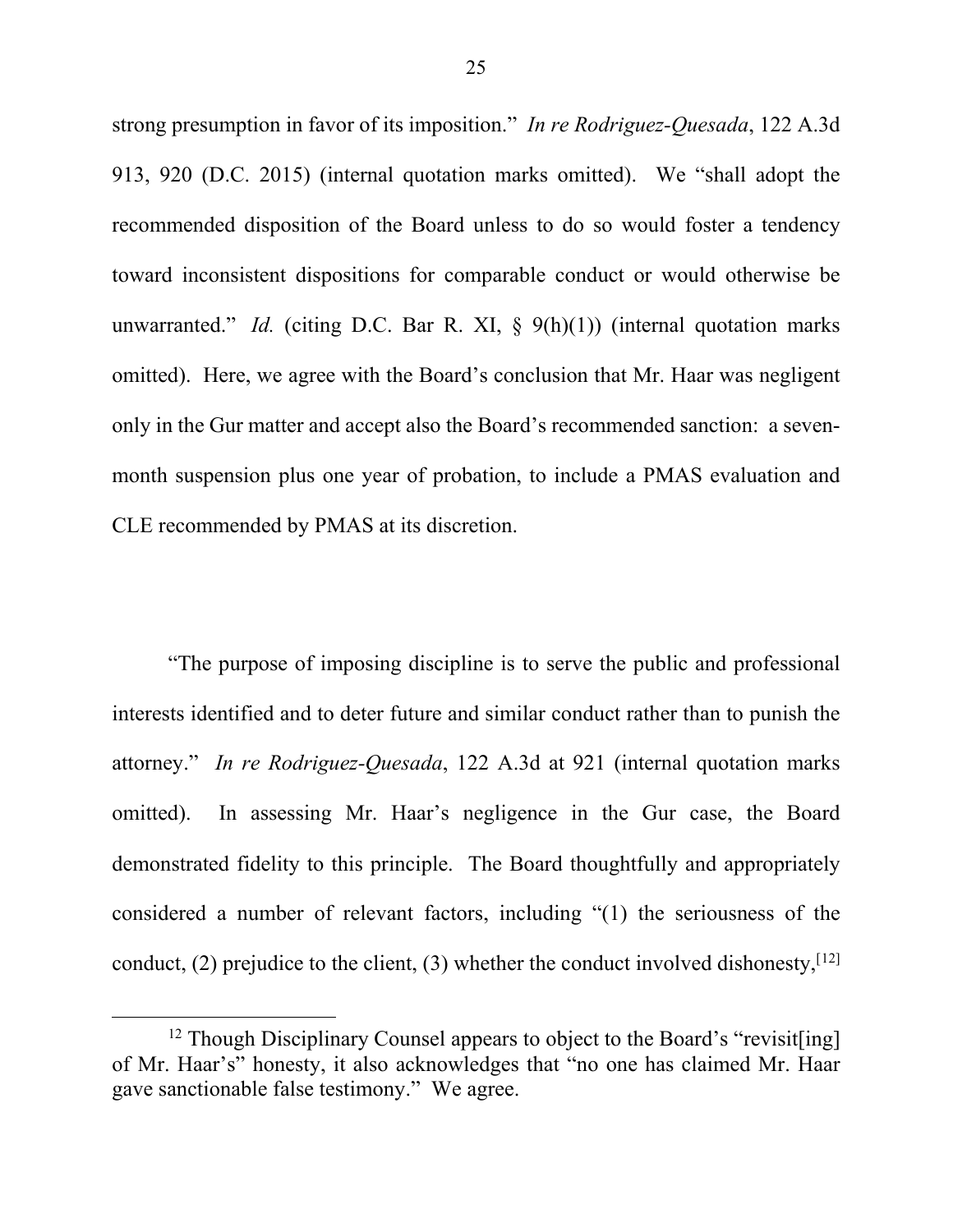strong presumption in favor of its imposition." *In re Rodriguez-Quesada*, 122 A.3d 913, 920 (D.C. 2015) (internal quotation marks omitted). We "shall adopt the recommended disposition of the Board unless to do so would foster a tendency toward inconsistent dispositions for comparable conduct or would otherwise be unwarranted." *Id.* (citing D.C. Bar R. XI, § 9(h)(1)) (internal quotation marks omitted). Here, we agree with the Board's conclusion that Mr. Haar was negligent only in the Gur matter and accept also the Board's recommended sanction: a seven-month suspension plus one year of probation, to include a PMAS evaluation and CLE recommended by PMAS at its discretion.

"The purpose of imposing discipline is to serve the public and professional interests identified and to deter future and similar conduct rather than to punish the attorney." *In re Rodriguez-Quesada*, 122 A.3d at 921 (internal quotation marks omitted). In assessing Mr. Haar's negligence in the Gur case, the Board demonstrated fidelity to this principle. The Board thoughtfully and appropriately considered a number of relevant factors, including "(1) the seriousness of the conduct, (2) prejudice to the client, (3) whether the conduct involved dishonesty,[12]

[12] Though Disciplinary Counsel appears to object to the Board's "revisit[ing] of Mr. Haar's" honesty, it also acknowledges that "no one has claimed Mr. Haar gave sanctionable false testimony." We agree.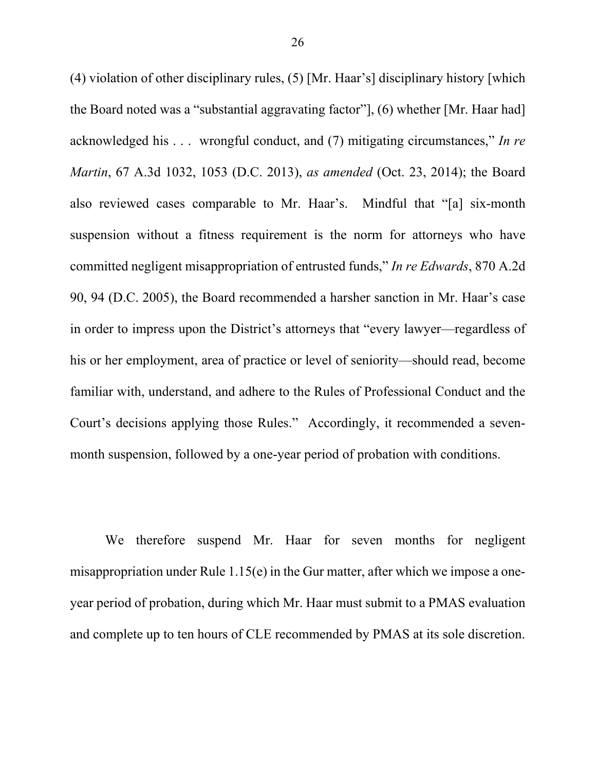(4) violation of other disciplinary rules, (5) [Mr. Haar's] disciplinary history [which the Board noted was a "substantial aggravating factor"], (6) whether [Mr. Haar had] acknowledged his . . . wrongful conduct, and (7) mitigating circumstances," *In re Martin*, 67 A.3d 1032, 1053 (D.C. 2013), *as amended* (Oct. 23, 2014); the Board also reviewed cases comparable to Mr. Haar's. Mindful that "[a] six-month suspension without a fitness requirement is the norm for attorneys who have committed negligent misappropriation of entrusted funds," *In re Edwards*, 870 A.2d 90, 94 (D.C. 2005), the Board recommended a harsher sanction in Mr. Haar's case in order to impress upon the District's attorneys that "every lawyer—regardless of his or her employment, area of practice or level of seniority—should read, become familiar with, understand, and adhere to the Rules of Professional Conduct and the Court's decisions applying those Rules." Accordingly, it recommended a seven-month suspension, followed by a one-year period of probation with conditions.

We therefore suspend Mr. Haar for seven months for negligent misappropriation under Rule 1.15(e) in the Gur matter, after which we impose a one-year period of probation, during which Mr. Haar must submit to a PMAS evaluation and complete up to ten hours of CLE recommended by PMAS at its sole discretion.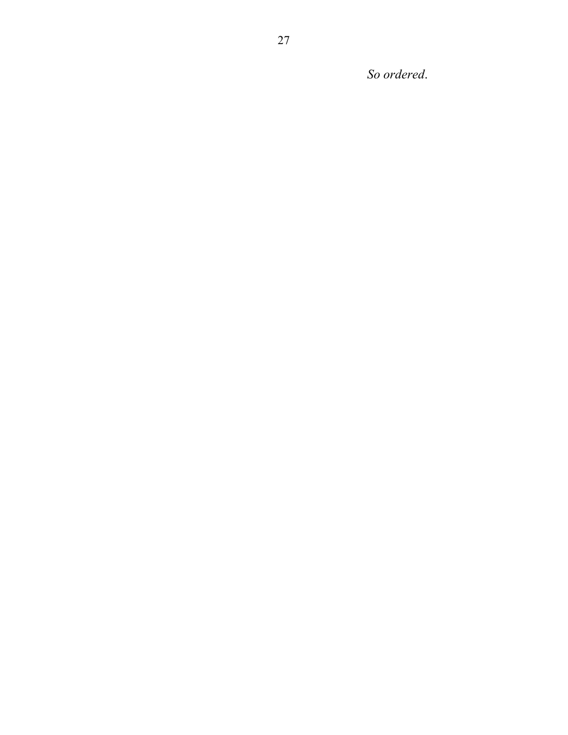*So ordered.*